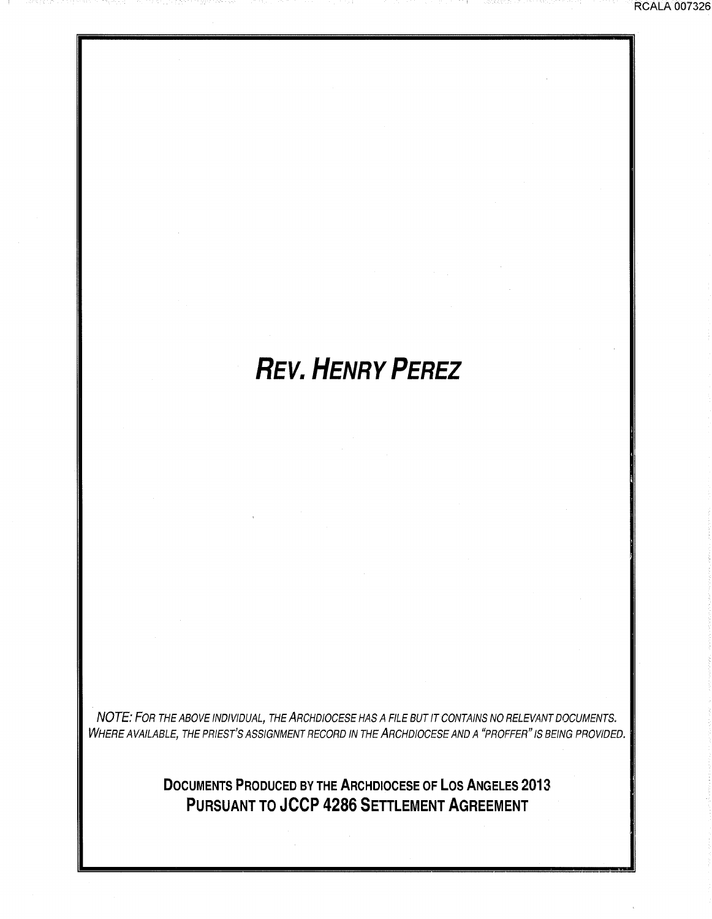# *Rev. Henry Perez*

*NOTE: For the above individual, the Archdiocese has a file but it contains no relevant documents. Where available, the priest's assignment record in the Archdiocese and a "proffer" is being provided.*

**Documents Produced by the Archdiocese of Los Angeles 2013**
**Pursuant to JCCP 4286 Settlement Agreement**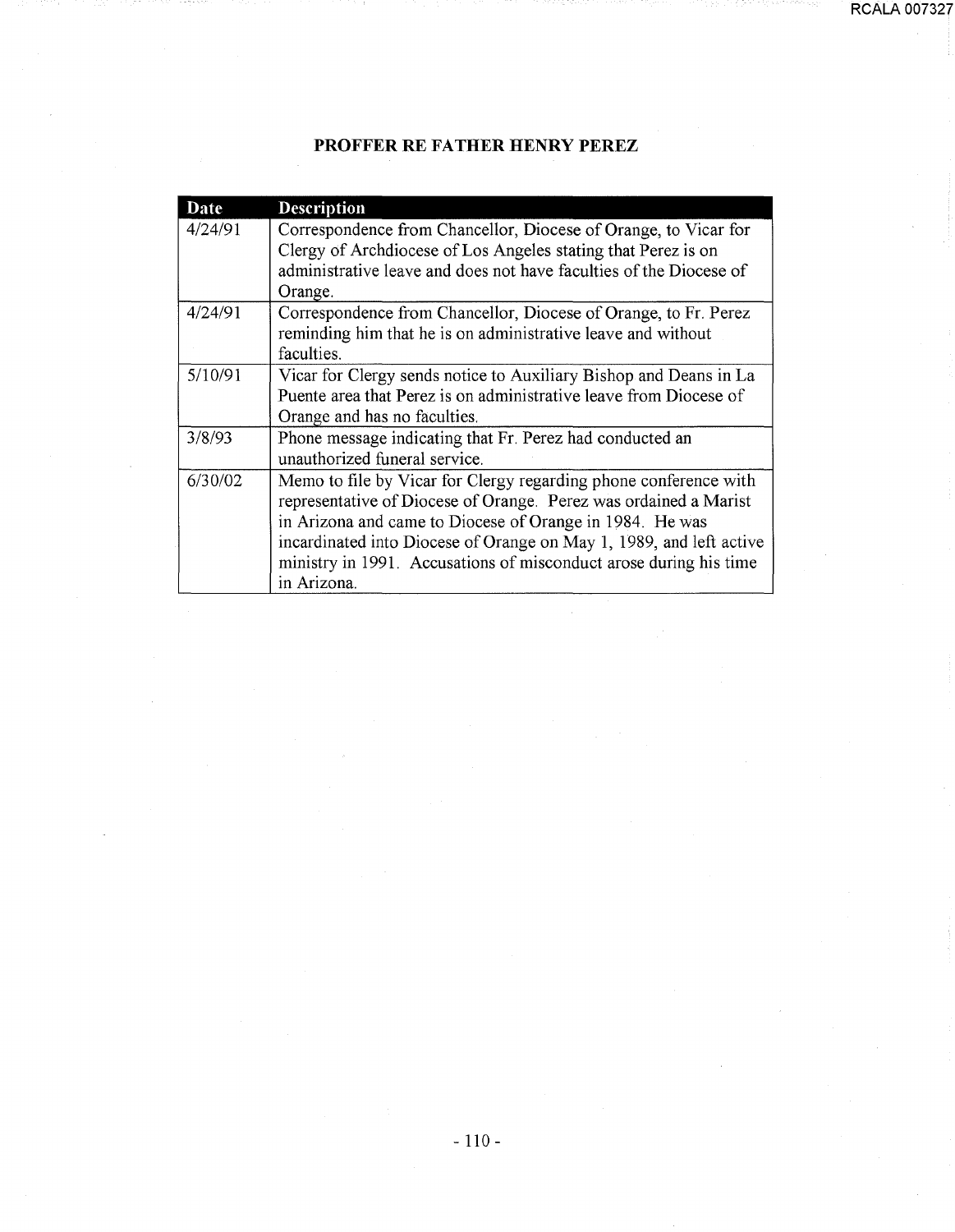## PROFFER RE FATHER HENRY PEREZ

| Date | Description |
|---|---|
| 4/24/91 | Correspondence from Chancellor, Diocese of Orange, to Vicar for Clergy of Archdiocese of Los Angeles stating that Perez is on administrative leave and does not have faculties of the Diocese of Orange. |
| 4/24/91 | Correspondence from Chancellor, Diocese of Orange, to Fr. Perez reminding him that he is on administrative leave and without faculties. |
| 5/10/91 | Vicar for Clergy sends notice to Auxiliary Bishop and Deans in La Puente area that Perez is on administrative leave from Diocese of Orange and has no faculties. |
| 3/8/93 | Phone message indicating that Fr. Perez had conducted an unauthorized funeral service. |
| 6/30/02 | Memo to file by Vicar for Clergy regarding phone conference with representative of Diocese of Orange. Perez was ordained a Marist in Arizona and came to Diocese of Orange in 1984. He was incardinated into Diocese of Orange on May 1, 1989, and left active ministry in 1991. Accusations of misconduct arose during his time in Arizona. |